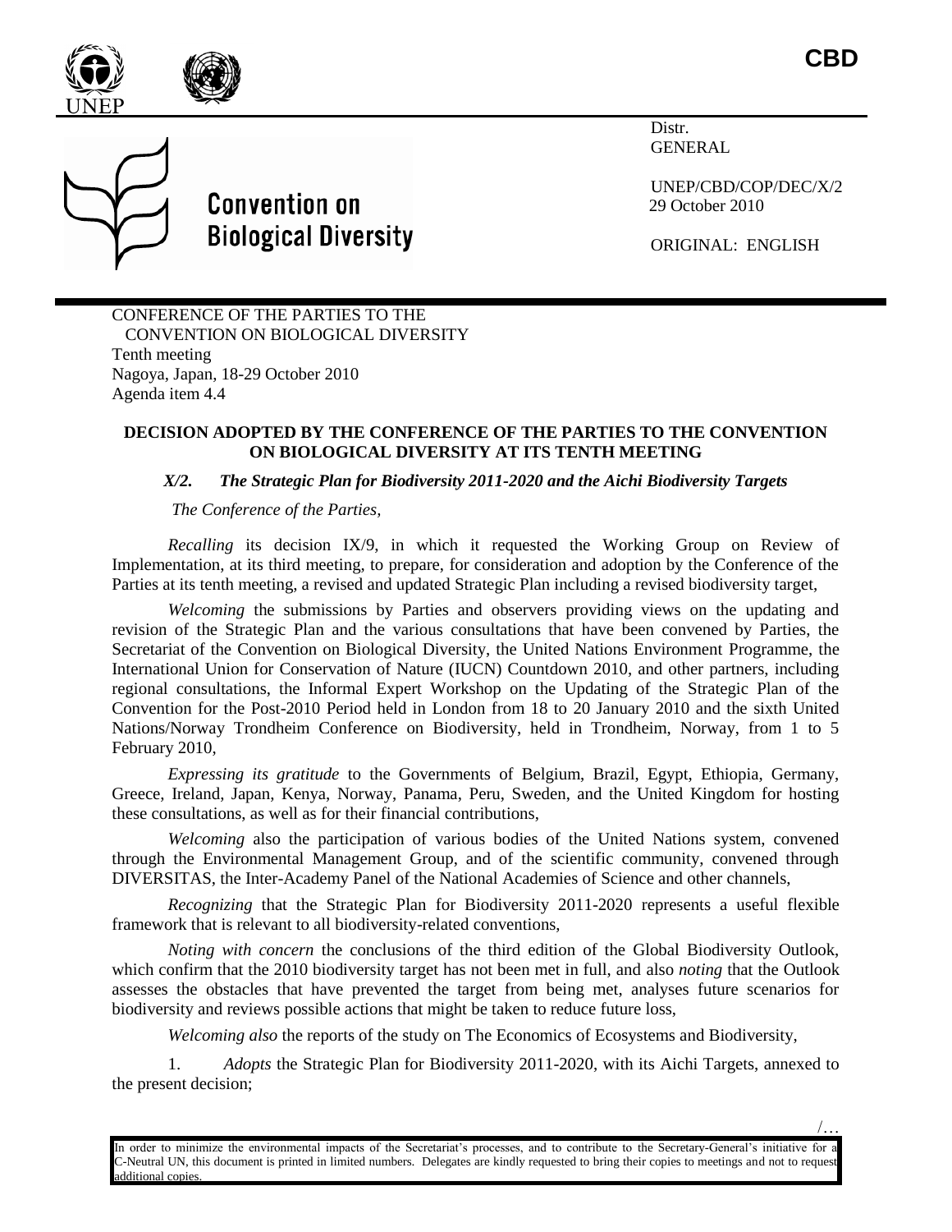CBD

Distr.
GENERAL

UNEP/CBD/COP/DEC/X/2
29 October 2010

ORIGINAL: ENGLISH

Convention on Biological Diversity

CONFERENCE OF THE PARTIES TO THE CONVENTION ON BIOLOGICAL DIVERSITY
Tenth meeting
Nagoya, Japan, 18-29 October 2010
Agenda item 4.4

**DECISION ADOPTED BY THE CONFERENCE OF THE PARTIES TO THE CONVENTION ON BIOLOGICAL DIVERSITY AT ITS TENTH MEETING**

***X/2. The Strategic Plan for Biodiversity 2011-2020 and the Aichi Biodiversity Targets***

*The Conference of the Parties,*

*Recalling* its decision IX/9, in which it requested the Working Group on Review of Implementation, at its third meeting, to prepare, for consideration and adoption by the Conference of the Parties at its tenth meeting, a revised and updated Strategic Plan including a revised biodiversity target,

*Welcoming* the submissions by Parties and observers providing views on the updating and revision of the Strategic Plan and the various consultations that have been convened by Parties, the Secretariat of the Convention on Biological Diversity, the United Nations Environment Programme, the International Union for Conservation of Nature (IUCN) Countdown 2010, and other partners, including regional consultations, the Informal Expert Workshop on the Updating of the Strategic Plan of the Convention for the Post-2010 Period held in London from 18 to 20 January 2010 and the sixth United Nations/Norway Trondheim Conference on Biodiversity, held in Trondheim, Norway, from 1 to 5 February 2010,

*Expressing its gratitude* to the Governments of Belgium, Brazil, Egypt, Ethiopia, Germany, Greece, Ireland, Japan, Kenya, Norway, Panama, Peru, Sweden, and the United Kingdom for hosting these consultations, as well as for their financial contributions,

*Welcoming* also the participation of various bodies of the United Nations system, convened through the Environmental Management Group, and of the scientific community, convened through DIVERSITAS, the Inter-Academy Panel of the National Academies of Science and other channels,

*Recognizing* that the Strategic Plan for Biodiversity 2011-2020 represents a useful flexible framework that is relevant to all biodiversity-related conventions,

*Noting with concern* the conclusions of the third edition of the Global Biodiversity Outlook, which confirm that the 2010 biodiversity target has not been met in full, and also *noting* that the Outlook assesses the obstacles that have prevented the target from being met, analyses future scenarios for biodiversity and reviews possible actions that might be taken to reduce future loss,

*Welcoming also* the reports of the study on The Economics of Ecosystems and Biodiversity,

1. *Adopts* the Strategic Plan for Biodiversity 2011-2020, with its Aichi Targets, annexed to the present decision;

/…

In order to minimize the environmental impacts of the Secretariat's processes, and to contribute to the Secretary-General's initiative for a C-Neutral UN, this document is printed in limited numbers. Delegates are kindly requested to bring their copies to meetings and not to request additional copies.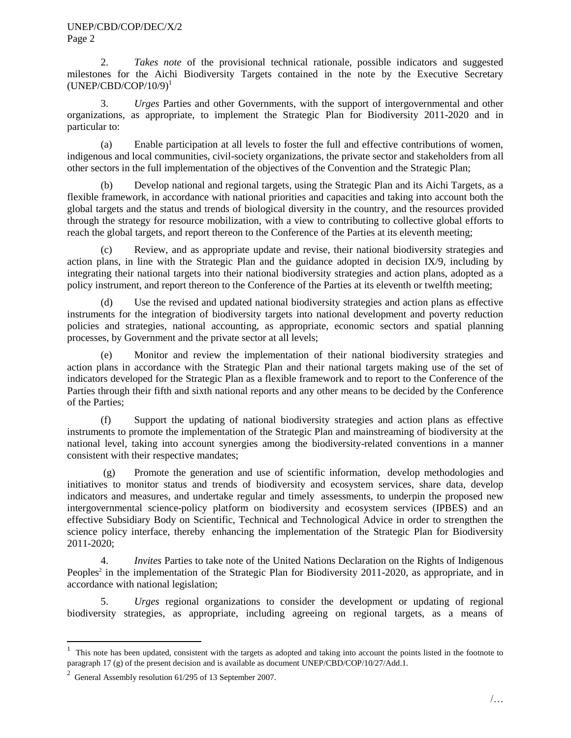2. *Takes note* of the provisional technical rationale, possible indicators and suggested milestones for the Aichi Biodiversity Targets contained in the note by the Executive Secretary (UNEP/CBD/COP/10/9)[1]

3. *Urges* Parties and other Governments, with the support of intergovernmental and other organizations, as appropriate, to implement the Strategic Plan for Biodiversity 2011-2020 and in particular to:

(a) Enable participation at all levels to foster the full and effective contributions of women, indigenous and local communities, civil-society organizations, the private sector and stakeholders from all other sectors in the full implementation of the objectives of the Convention and the Strategic Plan;

(b) Develop national and regional targets, using the Strategic Plan and its Aichi Targets, as a flexible framework, in accordance with national priorities and capacities and taking into account both the global targets and the status and trends of biological diversity in the country, and the resources provided through the strategy for resource mobilization, with a view to contributing to collective global efforts to reach the global targets, and report thereon to the Conference of the Parties at its eleventh meeting;

(c) Review, and as appropriate update and revise, their national biodiversity strategies and action plans, in line with the Strategic Plan and the guidance adopted in decision IX/9, including by integrating their national targets into their national biodiversity strategies and action plans, adopted as a policy instrument, and report thereon to the Conference of the Parties at its eleventh or twelfth meeting;

(d) Use the revised and updated national biodiversity strategies and action plans as effective instruments for the integration of biodiversity targets into national development and poverty reduction policies and strategies, national accounting, as appropriate, economic sectors and spatial planning processes, by Government and the private sector at all levels;

(e) Monitor and review the implementation of their national biodiversity strategies and action plans in accordance with the Strategic Plan and their national targets making use of the set of indicators developed for the Strategic Plan as a flexible framework and to report to the Conference of the Parties through their fifth and sixth national reports and any other means to be decided by the Conference of the Parties;

(f) Support the updating of national biodiversity strategies and action plans as effective instruments to promote the implementation of the Strategic Plan and mainstreaming of biodiversity at the national level, taking into account synergies among the biodiversity-related conventions in a manner consistent with their respective mandates;

(g) Promote the generation and use of scientific information, develop methodologies and initiatives to monitor status and trends of biodiversity and ecosystem services, share data, develop indicators and measures, and undertake regular and timely assessments, to underpin the proposed new intergovernmental science-policy platform on biodiversity and ecosystem services (IPBES) and an effective Subsidiary Body on Scientific, Technical and Technological Advice in order to strengthen the science policy interface, thereby enhancing the implementation of the Strategic Plan for Biodiversity 2011-2020;

4. *Invites* Parties to take note of the United Nations Declaration on the Rights of Indigenous Peoples[2] in the implementation of the Strategic Plan for Biodiversity 2011-2020, as appropriate, and in accordance with national legislation;

5. *Urges* regional organizations to consider the development or updating of regional biodiversity strategies, as appropriate, including agreeing on regional targets, as a means of

---

[1] This note has been updated, consistent with the targets as adopted and taking into account the points listed in the footnote to paragraph 17 (g) of the present decision and is available as document UNEP/CBD/COP/10/27/Add.1.

[2] General Assembly resolution 61/295 of 13 September 2007.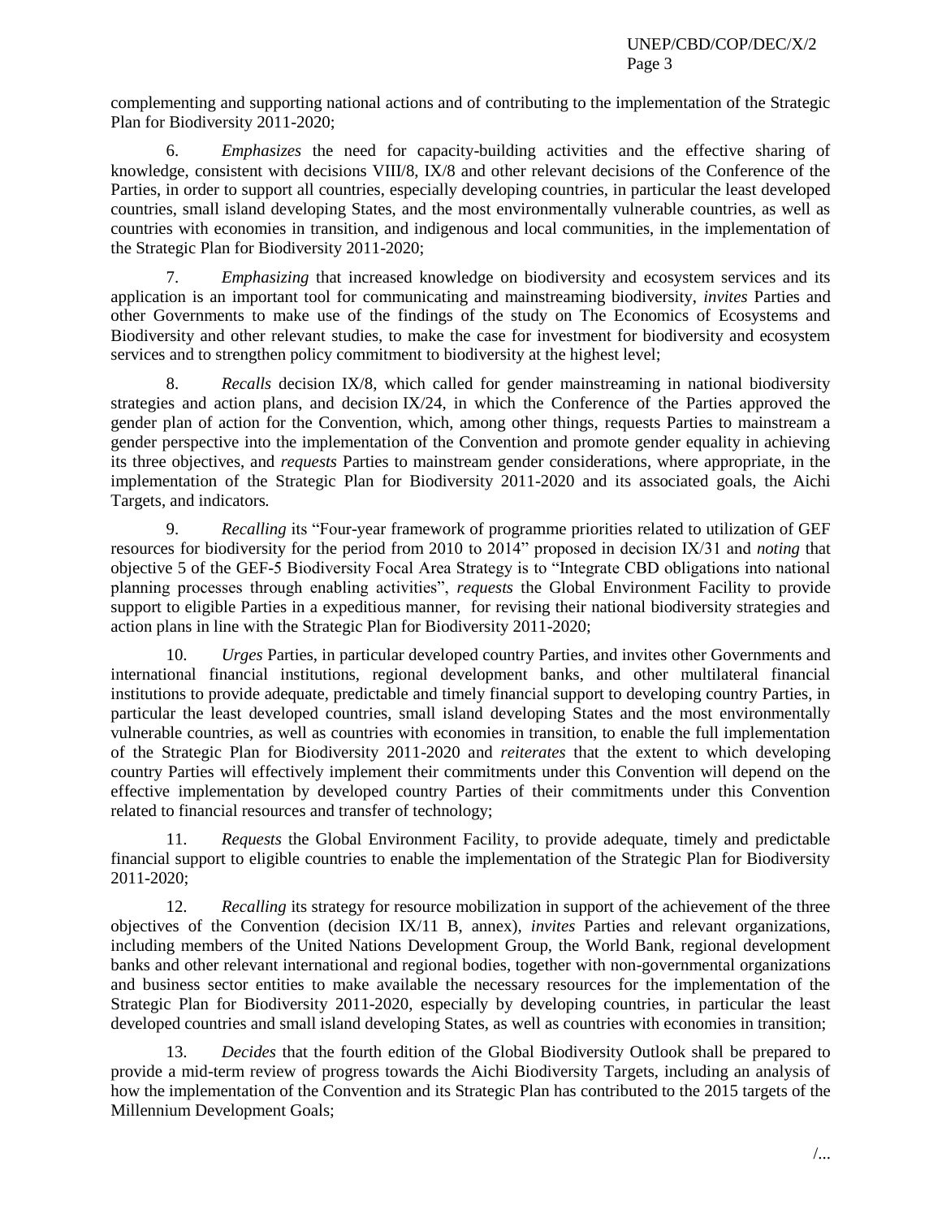complementing and supporting national actions and of contributing to the implementation of the Strategic Plan for Biodiversity 2011-2020;

6. *Emphasizes* the need for capacity-building activities and the effective sharing of knowledge, consistent with decisions VIII/8, IX/8 and other relevant decisions of the Conference of the Parties, in order to support all countries, especially developing countries, in particular the least developed countries, small island developing States, and the most environmentally vulnerable countries, as well as countries with economies in transition, and indigenous and local communities, in the implementation of the Strategic Plan for Biodiversity 2011-2020;

7. *Emphasizing* that increased knowledge on biodiversity and ecosystem services and its application is an important tool for communicating and mainstreaming biodiversity, *invites* Parties and other Governments to make use of the findings of the study on The Economics of Ecosystems and Biodiversity and other relevant studies, to make the case for investment for biodiversity and ecosystem services and to strengthen policy commitment to biodiversity at the highest level;

8. *Recalls* decision IX/8, which called for gender mainstreaming in national biodiversity strategies and action plans, and decision IX/24, in which the Conference of the Parties approved the gender plan of action for the Convention, which, among other things, requests Parties to mainstream a gender perspective into the implementation of the Convention and promote gender equality in achieving its three objectives, and *requests* Parties to mainstream gender considerations, where appropriate, in the implementation of the Strategic Plan for Biodiversity 2011-2020 and its associated goals, the Aichi Targets, and indicators.

9. *Recalling* its "Four-year framework of programme priorities related to utilization of GEF resources for biodiversity for the period from 2010 to 2014" proposed in decision IX/31 and *noting* that objective 5 of the GEF-5 Biodiversity Focal Area Strategy is to "Integrate CBD obligations into national planning processes through enabling activities", *requests* the Global Environment Facility to provide support to eligible Parties in a expeditious manner, for revising their national biodiversity strategies and action plans in line with the Strategic Plan for Biodiversity 2011-2020;

10. *Urges* Parties, in particular developed country Parties, and invites other Governments and international financial institutions, regional development banks, and other multilateral financial institutions to provide adequate, predictable and timely financial support to developing country Parties, in particular the least developed countries, small island developing States and the most environmentally vulnerable countries, as well as countries with economies in transition, to enable the full implementation of the Strategic Plan for Biodiversity 2011-2020 and *reiterates* that the extent to which developing country Parties will effectively implement their commitments under this Convention will depend on the effective implementation by developed country Parties of their commitments under this Convention related to financial resources and transfer of technology;

11. *Requests* the Global Environment Facility, to provide adequate, timely and predictable financial support to eligible countries to enable the implementation of the Strategic Plan for Biodiversity 2011-2020;

12. *Recalling* its strategy for resource mobilization in support of the achievement of the three objectives of the Convention (decision IX/11 B, annex), *invites* Parties and relevant organizations, including members of the United Nations Development Group, the World Bank, regional development banks and other relevant international and regional bodies, together with non-governmental organizations and business sector entities to make available the necessary resources for the implementation of the Strategic Plan for Biodiversity 2011-2020, especially by developing countries, in particular the least developed countries and small island developing States, as well as countries with economies in transition;

13. *Decides* that the fourth edition of the Global Biodiversity Outlook shall be prepared to provide a mid-term review of progress towards the Aichi Biodiversity Targets, including an analysis of how the implementation of the Convention and its Strategic Plan has contributed to the 2015 targets of the Millennium Development Goals;

/...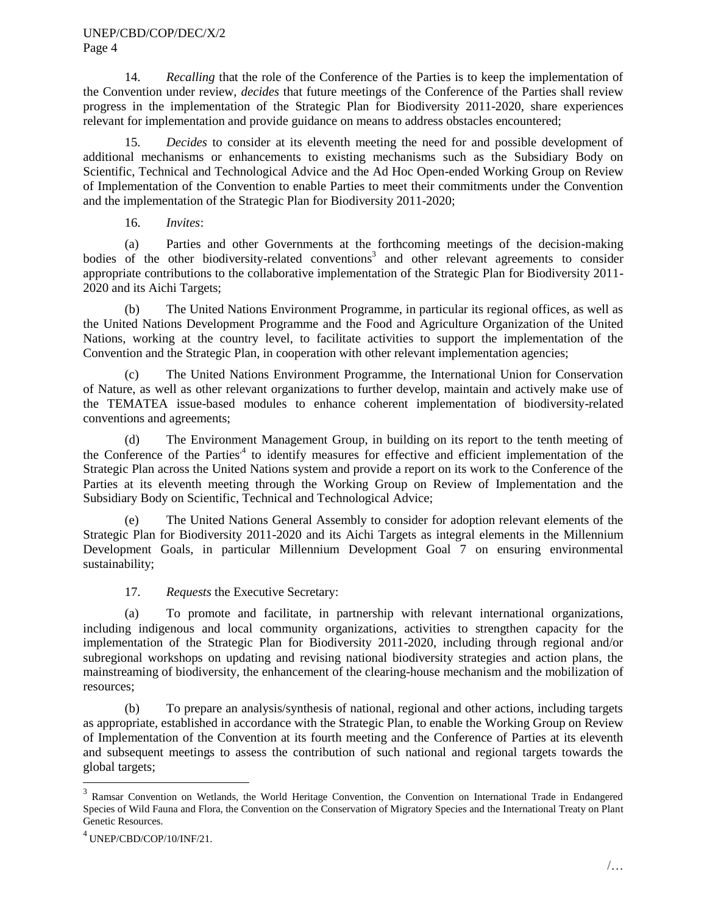14. *Recalling* that the role of the Conference of the Parties is to keep the implementation of the Convention under review, *decides* that future meetings of the Conference of the Parties shall review progress in the implementation of the Strategic Plan for Biodiversity 2011-2020, share experiences relevant for implementation and provide guidance on means to address obstacles encountered;

15. *Decides* to consider at its eleventh meeting the need for and possible development of additional mechanisms or enhancements to existing mechanisms such as the Subsidiary Body on Scientific, Technical and Technological Advice and the Ad Hoc Open-ended Working Group on Review of Implementation of the Convention to enable Parties to meet their commitments under the Convention and the implementation of the Strategic Plan for Biodiversity 2011-2020;

16. *Invites*:

(a) Parties and other Governments at the forthcoming meetings of the decision-making bodies of the other biodiversity-related conventions[3] and other relevant agreements to consider appropriate contributions to the collaborative implementation of the Strategic Plan for Biodiversity 2011-2020 and its Aichi Targets;

(b) The United Nations Environment Programme, in particular its regional offices, as well as the United Nations Development Programme and the Food and Agriculture Organization of the United Nations, working at the country level, to facilitate activities to support the implementation of the Convention and the Strategic Plan, in cooperation with other relevant implementation agencies;

(c) The United Nations Environment Programme, the International Union for Conservation of Nature, as well as other relevant organizations to further develop, maintain and actively make use of the TEMATEA issue-based modules to enhance coherent implementation of biodiversity-related conventions and agreements;

(d) The Environment Management Group, in building on its report to the tenth meeting of the Conference of the Parties[4] to identify measures for effective and efficient implementation of the Strategic Plan across the United Nations system and provide a report on its work to the Conference of the Parties at its eleventh meeting through the Working Group on Review of Implementation and the Subsidiary Body on Scientific, Technical and Technological Advice;

(e) The United Nations General Assembly to consider for adoption relevant elements of the Strategic Plan for Biodiversity 2011-2020 and its Aichi Targets as integral elements in the Millennium Development Goals, in particular Millennium Development Goal 7 on ensuring environmental sustainability;

17. *Requests* the Executive Secretary:

(a) To promote and facilitate, in partnership with relevant international organizations, including indigenous and local community organizations, activities to strengthen capacity for the implementation of the Strategic Plan for Biodiversity 2011-2020, including through regional and/or subregional workshops on updating and revising national biodiversity strategies and action plans, the mainstreaming of biodiversity, the enhancement of the clearing-house mechanism and the mobilization of resources;

(b) To prepare an analysis/synthesis of national, regional and other actions, including targets as appropriate, established in accordance with the Strategic Plan, to enable the Working Group on Review of Implementation of the Convention at its fourth meeting and the Conference of Parties at its eleventh and subsequent meetings to assess the contribution of such national and regional targets towards the global targets;

---

[3] Ramsar Convention on Wetlands, the World Heritage Convention, the Convention on International Trade in Endangered Species of Wild Fauna and Flora, the Convention on the Conservation of Migratory Species and the International Treaty on Plant Genetic Resources.

[4] UNEP/CBD/COP/10/INF/21.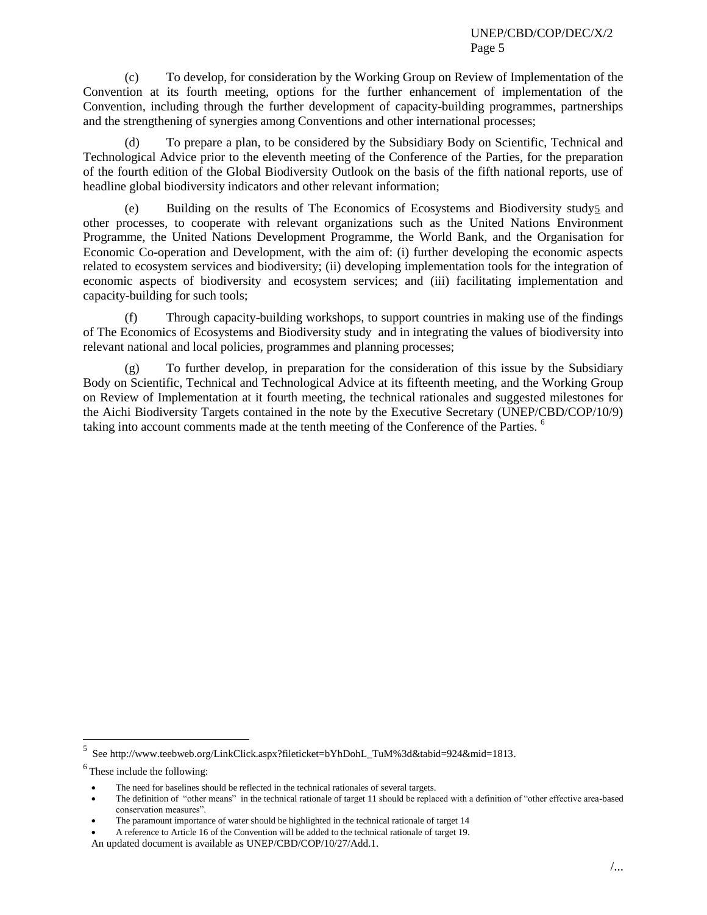(c) To develop, for consideration by the Working Group on Review of Implementation of the Convention at its fourth meeting, options for the further enhancement of implementation of the Convention, including through the further development of capacity-building programmes, partnerships and the strengthening of synergies among Conventions and other international processes;

(d) To prepare a plan, to be considered by the Subsidiary Body on Scientific, Technical and Technological Advice prior to the eleventh meeting of the Conference of the Parties, for the preparation of the fourth edition of the Global Biodiversity Outlook on the basis of the fifth national reports, use of headline global biodiversity indicators and other relevant information;

(e) Building on the results of The Economics of Ecosystems and Biodiversity study[5] and other processes, to cooperate with relevant organizations such as the United Nations Environment Programme, the United Nations Development Programme, the World Bank, and the Organisation for Economic Co-operation and Development, with the aim of: (i) further developing the economic aspects related to ecosystem services and biodiversity; (ii) developing implementation tools for the integration of economic aspects of biodiversity and ecosystem services; and (iii) facilitating implementation and capacity-building for such tools;

(f) Through capacity-building workshops, to support countries in making use of the findings of The Economics of Ecosystems and Biodiversity study and in integrating the values of biodiversity into relevant national and local policies, programmes and planning processes;

(g) To further develop, in preparation for the consideration of this issue by the Subsidiary Body on Scientific, Technical and Technological Advice at its fifteenth meeting, and the Working Group on Review of Implementation at it fourth meeting, the technical rationales and suggested milestones for the Aichi Biodiversity Targets contained in the note by the Executive Secretary (UNEP/CBD/COP/10/9) taking into account comments made at the tenth meeting of the Conference of the Parties. [6]

---

[5] See http://www.teebweb.org/LinkClick.aspx?fileticket=bYhDohL_TuM%3d&tabid=924&mid=1813.

[6] These include the following:

- The need for baselines should be reflected in the technical rationales of several targets.
- The definition of "other means" in the technical rationale of target 11 should be replaced with a definition of "other effective area-based conservation measures".
- The paramount importance of water should be highlighted in the technical rationale of target 14
- A reference to Article 16 of the Convention will be added to the technical rationale of target 19.

An updated document is available as UNEP/CBD/COP/10/27/Add.1.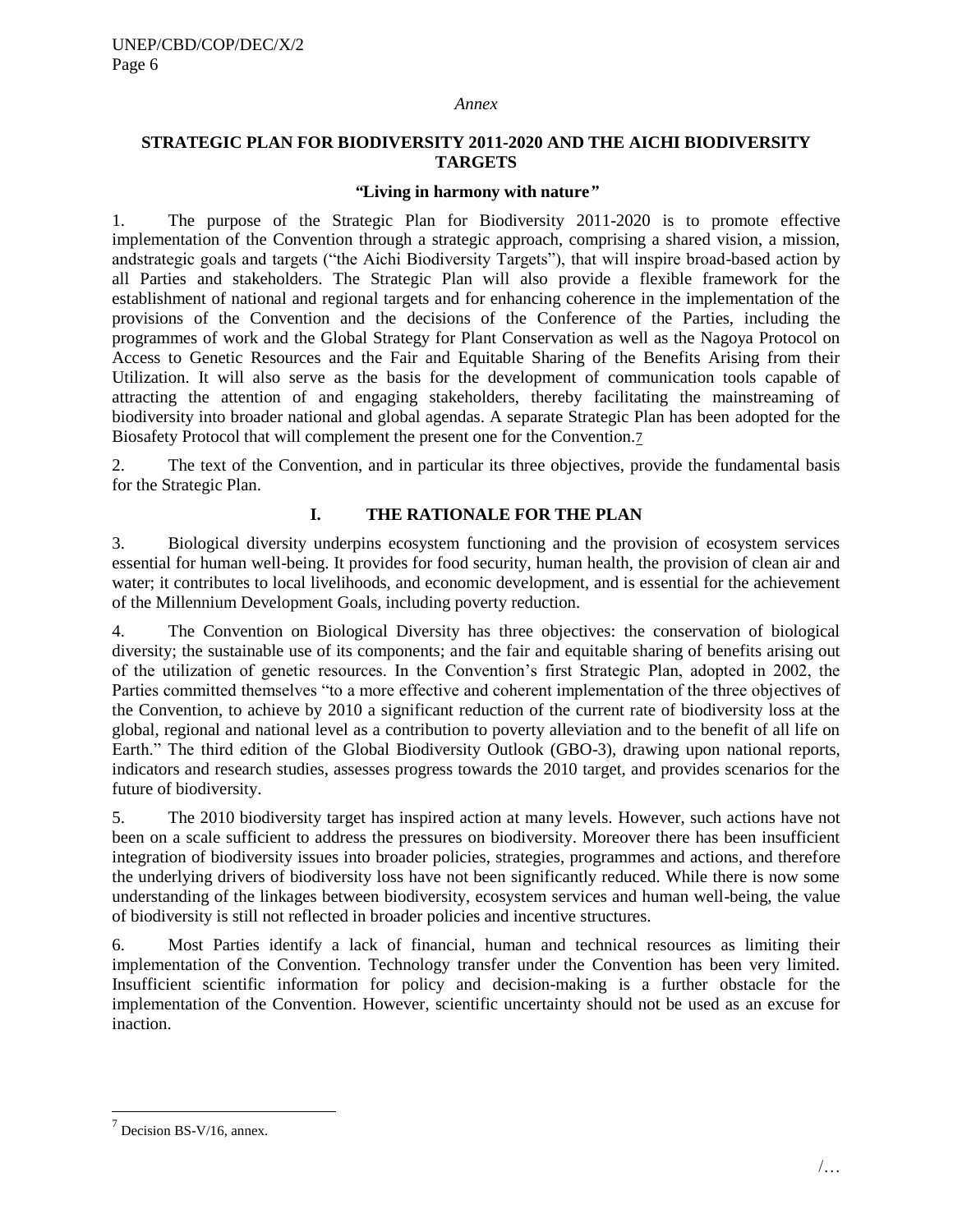*Annex*

## STRATEGIC PLAN FOR BIODIVERSITY 2011-2020 AND THE AICHI BIODIVERSITY TARGETS

### *"Living in harmony with nature"*

1. The purpose of the Strategic Plan for Biodiversity 2011-2020 is to promote effective implementation of the Convention through a strategic approach, comprising a shared vision, a mission, andstrategic goals and targets ("the Aichi Biodiversity Targets"), that will inspire broad-based action by all Parties and stakeholders. The Strategic Plan will also provide a flexible framework for the establishment of national and regional targets and for enhancing coherence in the implementation of the provisions of the Convention and the decisions of the Conference of the Parties, including the programmes of work and the Global Strategy for Plant Conservation as well as the Nagoya Protocol on Access to Genetic Resources and the Fair and Equitable Sharing of the Benefits Arising from their Utilization. It will also serve as the basis for the development of communication tools capable of attracting the attention of and engaging stakeholders, thereby facilitating the mainstreaming of biodiversity into broader national and global agendas. A separate Strategic Plan has been adopted for the Biosafety Protocol that will complement the present one for the Convention.[7]

2. The text of the Convention, and in particular its three objectives, provide the fundamental basis for the Strategic Plan.

## I. THE RATIONALE FOR THE PLAN

3. Biological diversity underpins ecosystem functioning and the provision of ecosystem services essential for human well-being. It provides for food security, human health, the provision of clean air and water; it contributes to local livelihoods, and economic development, and is essential for the achievement of the Millennium Development Goals, including poverty reduction.

4. The Convention on Biological Diversity has three objectives: the conservation of biological diversity; the sustainable use of its components; and the fair and equitable sharing of benefits arising out of the utilization of genetic resources. In the Convention's first Strategic Plan, adopted in 2002, the Parties committed themselves "to a more effective and coherent implementation of the three objectives of the Convention, to achieve by 2010 a significant reduction of the current rate of biodiversity loss at the global, regional and national level as a contribution to poverty alleviation and to the benefit of all life on Earth." The third edition of the Global Biodiversity Outlook (GBO-3), drawing upon national reports, indicators and research studies, assesses progress towards the 2010 target, and provides scenarios for the future of biodiversity.

5. The 2010 biodiversity target has inspired action at many levels. However, such actions have not been on a scale sufficient to address the pressures on biodiversity. Moreover there has been insufficient integration of biodiversity issues into broader policies, strategies, programmes and actions, and therefore the underlying drivers of biodiversity loss have not been significantly reduced. While there is now some understanding of the linkages between biodiversity, ecosystem services and human well-being, the value of biodiversity is still not reflected in broader policies and incentive structures.

6. Most Parties identify a lack of financial, human and technical resources as limiting their implementation of the Convention. Technology transfer under the Convention has been very limited. Insufficient scientific information for policy and decision-making is a further obstacle for the implementation of the Convention. However, scientific uncertainty should not be used as an excuse for inaction.

---

[7] Decision BS-V/16, annex.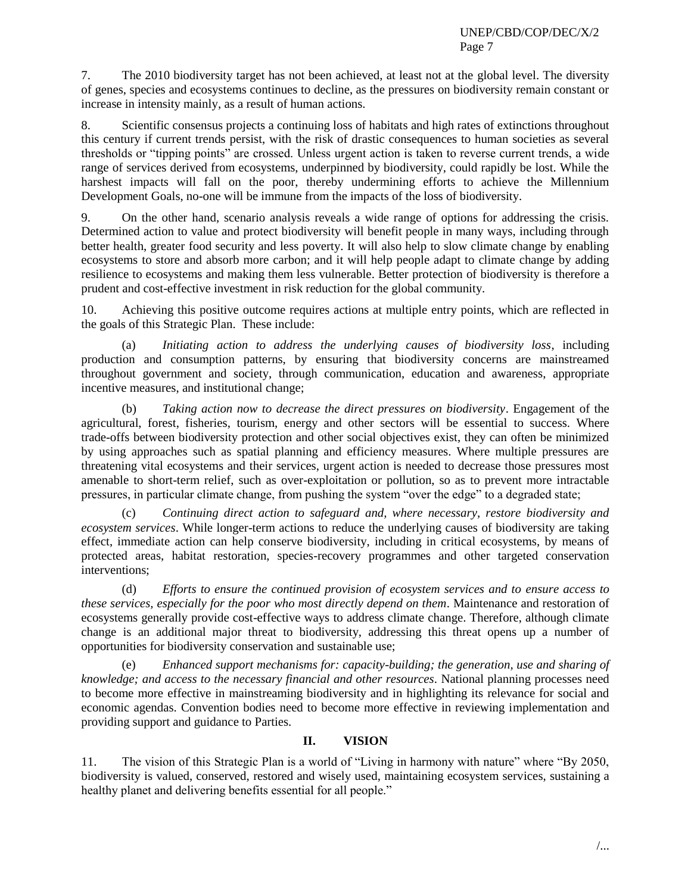7. The 2010 biodiversity target has not been achieved, at least not at the global level. The diversity of genes, species and ecosystems continues to decline, as the pressures on biodiversity remain constant or increase in intensity mainly, as a result of human actions.

8. Scientific consensus projects a continuing loss of habitats and high rates of extinctions throughout this century if current trends persist, with the risk of drastic consequences to human societies as several thresholds or "tipping points" are crossed. Unless urgent action is taken to reverse current trends, a wide range of services derived from ecosystems, underpinned by biodiversity, could rapidly be lost. While the harshest impacts will fall on the poor, thereby undermining efforts to achieve the Millennium Development Goals, no-one will be immune from the impacts of the loss of biodiversity.

9. On the other hand, scenario analysis reveals a wide range of options for addressing the crisis. Determined action to value and protect biodiversity will benefit people in many ways, including through better health, greater food security and less poverty. It will also help to slow climate change by enabling ecosystems to store and absorb more carbon; and it will help people adapt to climate change by adding resilience to ecosystems and making them less vulnerable. Better protection of biodiversity is therefore a prudent and cost-effective investment in risk reduction for the global community.

10. Achieving this positive outcome requires actions at multiple entry points, which are reflected in the goals of this Strategic Plan. These include:

(a) *Initiating action to address the underlying causes of biodiversity loss*, including production and consumption patterns, by ensuring that biodiversity concerns are mainstreamed throughout government and society, through communication, education and awareness, appropriate incentive measures, and institutional change;

(b) *Taking action now to decrease the direct pressures on biodiversity*. Engagement of the agricultural, forest, fisheries, tourism, energy and other sectors will be essential to success. Where trade-offs between biodiversity protection and other social objectives exist, they can often be minimized by using approaches such as spatial planning and efficiency measures. Where multiple pressures are threatening vital ecosystems and their services, urgent action is needed to decrease those pressures most amenable to short-term relief, such as over-exploitation or pollution, so as to prevent more intractable pressures, in particular climate change, from pushing the system "over the edge" to a degraded state;

(c) *Continuing direct action to safeguard and, where necessary, restore biodiversity and ecosystem services*. While longer-term actions to reduce the underlying causes of biodiversity are taking effect, immediate action can help conserve biodiversity, including in critical ecosystems, by means of protected areas, habitat restoration, species-recovery programmes and other targeted conservation interventions;

(d) *Efforts to ensure the continued provision of ecosystem services and to ensure access to these services, especially for the poor who most directly depend on them*. Maintenance and restoration of ecosystems generally provide cost-effective ways to address climate change. Therefore, although climate change is an additional major threat to biodiversity, addressing this threat opens up a number of opportunities for biodiversity conservation and sustainable use;

(e) *Enhanced support mechanisms for: capacity-building; the generation, use and sharing of knowledge; and access to the necessary financial and other resources*. National planning processes need to become more effective in mainstreaming biodiversity and in highlighting its relevance for social and economic agendas. Convention bodies need to become more effective in reviewing implementation and providing support and guidance to Parties.

## II. VISION

11. The vision of this Strategic Plan is a world of "Living in harmony with nature" where "By 2050, biodiversity is valued, conserved, restored and wisely used, maintaining ecosystem services, sustaining a healthy planet and delivering benefits essential for all people."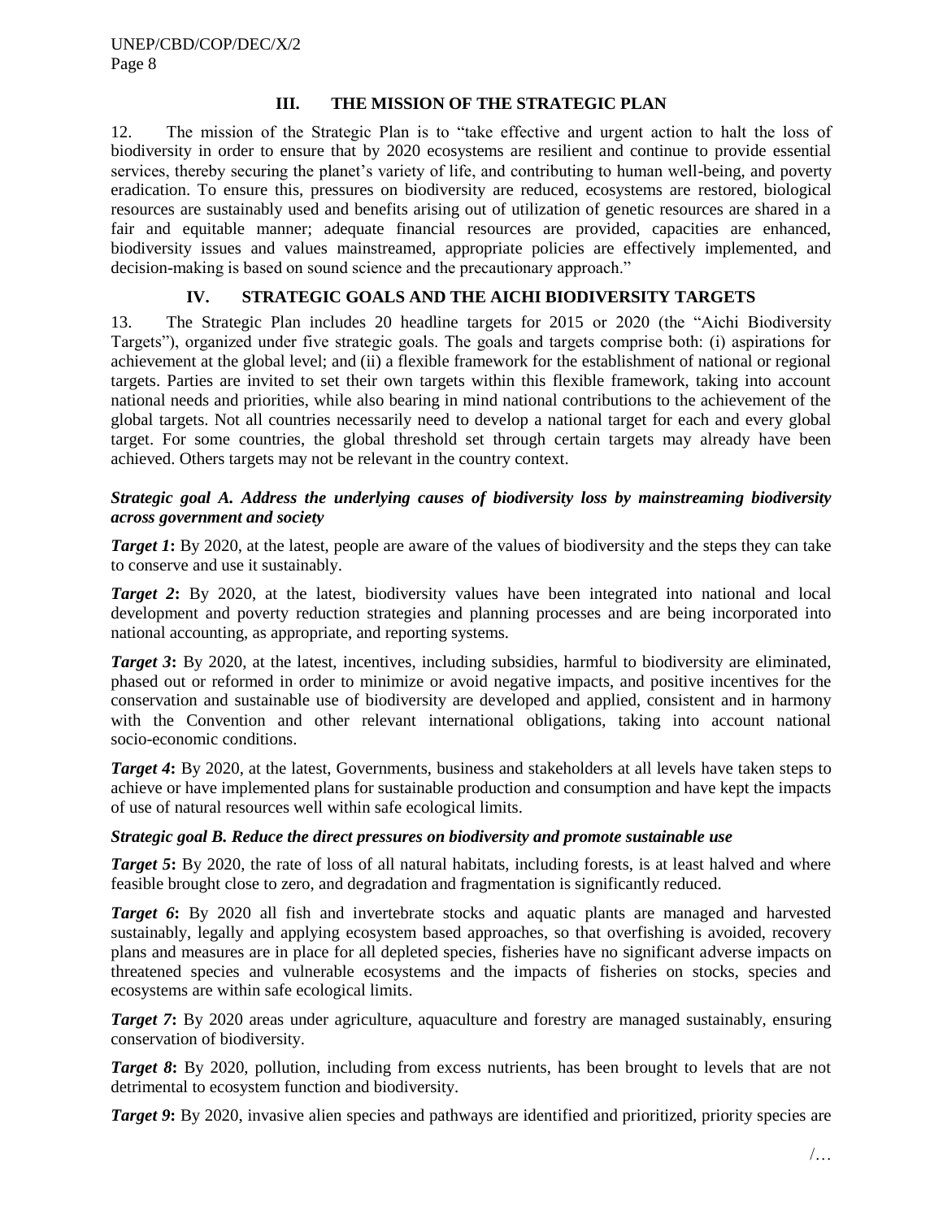## III. THE MISSION OF THE STRATEGIC PLAN

12. The mission of the Strategic Plan is to "take effective and urgent action to halt the loss of biodiversity in order to ensure that by 2020 ecosystems are resilient and continue to provide essential services, thereby securing the planet's variety of life, and contributing to human well-being, and poverty eradication. To ensure this, pressures on biodiversity are reduced, ecosystems are restored, biological resources are sustainably used and benefits arising out of utilization of genetic resources are shared in a fair and equitable manner; adequate financial resources are provided, capacities are enhanced, biodiversity issues and values mainstreamed, appropriate policies are effectively implemented, and decision-making is based on sound science and the precautionary approach."

## IV. STRATEGIC GOALS AND THE AICHI BIODIVERSITY TARGETS

13. The Strategic Plan includes 20 headline targets for 2015 or 2020 (the "Aichi Biodiversity Targets"), organized under five strategic goals. The goals and targets comprise both: (i) aspirations for achievement at the global level; and (ii) a flexible framework for the establishment of national or regional targets. Parties are invited to set their own targets within this flexible framework, taking into account national needs and priorities, while also bearing in mind national contributions to the achievement of the global targets. Not all countries necessarily need to develop a national target for each and every global target. For some countries, the global threshold set through certain targets may already have been achieved. Others targets may not be relevant in the country context.

### *Strategic goal A. Address the underlying causes of biodiversity loss by mainstreaming biodiversity across government and society*

***Target 1*:** By 2020, at the latest, people are aware of the values of biodiversity and the steps they can take to conserve and use it sustainably.

***Target 2*:** By 2020, at the latest, biodiversity values have been integrated into national and local development and poverty reduction strategies and planning processes and are being incorporated into national accounting, as appropriate, and reporting systems.

***Target 3*:** By 2020, at the latest, incentives, including subsidies, harmful to biodiversity are eliminated, phased out or reformed in order to minimize or avoid negative impacts, and positive incentives for the conservation and sustainable use of biodiversity are developed and applied, consistent and in harmony with the Convention and other relevant international obligations, taking into account national socio-economic conditions.

***Target 4*:** By 2020, at the latest, Governments, business and stakeholders at all levels have taken steps to achieve or have implemented plans for sustainable production and consumption and have kept the impacts of use of natural resources well within safe ecological limits.

### *Strategic goal B. Reduce the direct pressures on biodiversity and promote sustainable use*

***Target 5*:** By 2020, the rate of loss of all natural habitats, including forests, is at least halved and where feasible brought close to zero, and degradation and fragmentation is significantly reduced.

***Target 6*:** By 2020 all fish and invertebrate stocks and aquatic plants are managed and harvested sustainably, legally and applying ecosystem based approaches, so that overfishing is avoided, recovery plans and measures are in place for all depleted species, fisheries have no significant adverse impacts on threatened species and vulnerable ecosystems and the impacts of fisheries on stocks, species and ecosystems are within safe ecological limits.

***Target 7*:** By 2020 areas under agriculture, aquaculture and forestry are managed sustainably, ensuring conservation of biodiversity.

***Target 8*:** By 2020, pollution, including from excess nutrients, has been brought to levels that are not detrimental to ecosystem function and biodiversity.

***Target 9*:** By 2020, invasive alien species and pathways are identified and prioritized, priority species are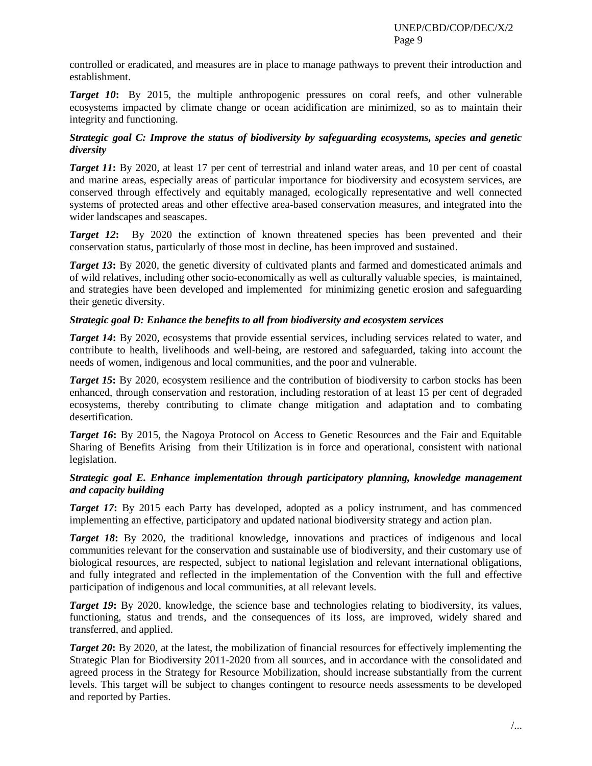controlled or eradicated, and measures are in place to manage pathways to prevent their introduction and establishment.

***Target 10*:** By 2015, the multiple anthropogenic pressures on coral reefs, and other vulnerable ecosystems impacted by climate change or ocean acidification are minimized, so as to maintain their integrity and functioning.

***Strategic goal C: Improve the status of biodiversity by safeguarding ecosystems, species and genetic diversity***

***Target 11*:** By 2020, at least 17 per cent of terrestrial and inland water areas, and 10 per cent of coastal and marine areas, especially areas of particular importance for biodiversity and ecosystem services, are conserved through effectively and equitably managed, ecologically representative and well connected systems of protected areas and other effective area-based conservation measures, and integrated into the wider landscapes and seascapes.

***Target 12*:** By 2020 the extinction of known threatened species has been prevented and their conservation status, particularly of those most in decline, has been improved and sustained.

***Target 13*:** By 2020, the genetic diversity of cultivated plants and farmed and domesticated animals and of wild relatives, including other socio-economically as well as culturally valuable species, is maintained, and strategies have been developed and implemented for minimizing genetic erosion and safeguarding their genetic diversity.

***Strategic goal D: Enhance the benefits to all from biodiversity and ecosystem services***

***Target 14*:** By 2020, ecosystems that provide essential services, including services related to water, and contribute to health, livelihoods and well-being, are restored and safeguarded, taking into account the needs of women, indigenous and local communities, and the poor and vulnerable.

***Target 15*:** By 2020, ecosystem resilience and the contribution of biodiversity to carbon stocks has been enhanced, through conservation and restoration, including restoration of at least 15 per cent of degraded ecosystems, thereby contributing to climate change mitigation and adaptation and to combating desertification.

***Target 16*:** By 2015, the Nagoya Protocol on Access to Genetic Resources and the Fair and Equitable Sharing of Benefits Arising from their Utilization is in force and operational, consistent with national legislation.

***Strategic goal E. Enhance implementation through participatory planning, knowledge management and capacity building***

***Target 17*:** By 2015 each Party has developed, adopted as a policy instrument, and has commenced implementing an effective, participatory and updated national biodiversity strategy and action plan.

***Target 18*:** By 2020, the traditional knowledge, innovations and practices of indigenous and local communities relevant for the conservation and sustainable use of biodiversity, and their customary use of biological resources, are respected, subject to national legislation and relevant international obligations, and fully integrated and reflected in the implementation of the Convention with the full and effective participation of indigenous and local communities, at all relevant levels.

***Target 19*:** By 2020, knowledge, the science base and technologies relating to biodiversity, its values, functioning, status and trends, and the consequences of its loss, are improved, widely shared and transferred, and applied.

***Target 20*:** By 2020, at the latest, the mobilization of financial resources for effectively implementing the Strategic Plan for Biodiversity 2011-2020 from all sources, and in accordance with the consolidated and agreed process in the Strategy for Resource Mobilization, should increase substantially from the current levels. This target will be subject to changes contingent to resource needs assessments to be developed and reported by Parties.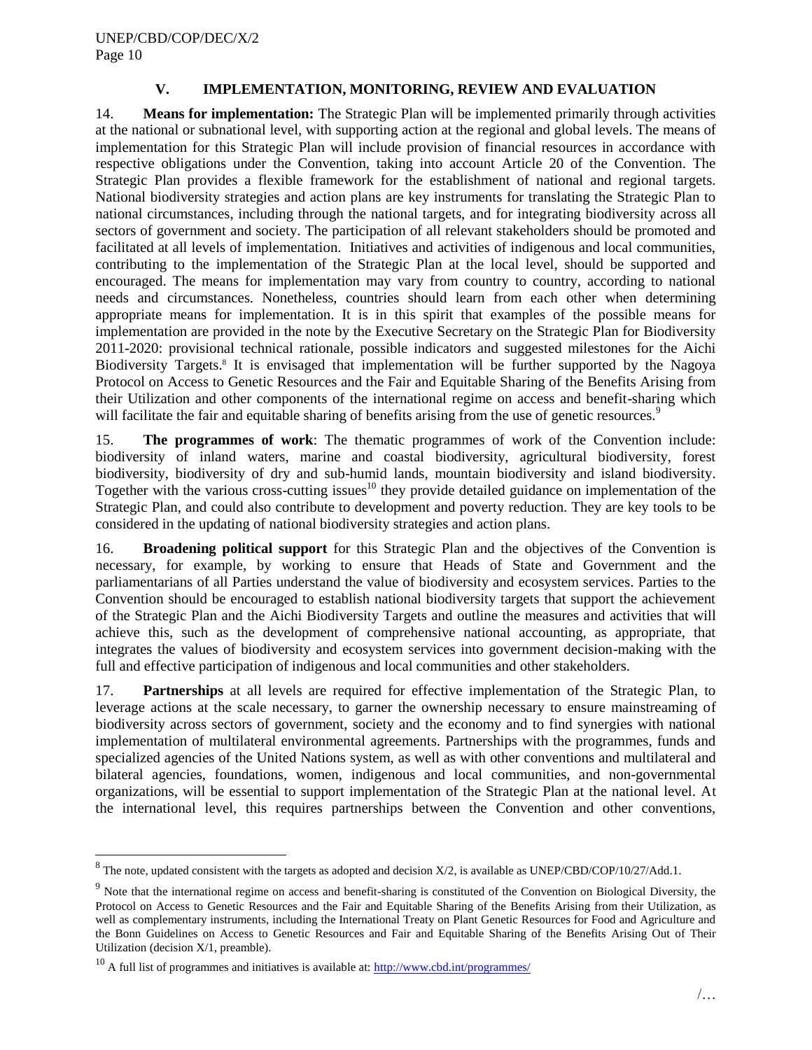## V. IMPLEMENTATION, MONITORING, REVIEW AND EVALUATION

14. **Means for implementation:** The Strategic Plan will be implemented primarily through activities at the national or subnational level, with supporting action at the regional and global levels. The means of implementation for this Strategic Plan will include provision of financial resources in accordance with respective obligations under the Convention, taking into account Article 20 of the Convention. The Strategic Plan provides a flexible framework for the establishment of national and regional targets. National biodiversity strategies and action plans are key instruments for translating the Strategic Plan to national circumstances, including through the national targets, and for integrating biodiversity across all sectors of government and society. The participation of all relevant stakeholders should be promoted and facilitated at all levels of implementation. Initiatives and activities of indigenous and local communities, contributing to the implementation of the Strategic Plan at the local level, should be supported and encouraged. The means for implementation may vary from country to country, according to national needs and circumstances. Nonetheless, countries should learn from each other when determining appropriate means for implementation. It is in this spirit that examples of the possible means for implementation are provided in the note by the Executive Secretary on the Strategic Plan for Biodiversity 2011-2020: provisional technical rationale, possible indicators and suggested milestones for the Aichi Biodiversity Targets.[8] It is envisaged that implementation will be further supported by the Nagoya Protocol on Access to Genetic Resources and the Fair and Equitable Sharing of the Benefits Arising from their Utilization and other components of the international regime on access and benefit-sharing which will facilitate the fair and equitable sharing of benefits arising from the use of genetic resources.[9]

15. **The programmes of work**: The thematic programmes of work of the Convention include: biodiversity of inland waters, marine and coastal biodiversity, agricultural biodiversity, forest biodiversity, biodiversity of dry and sub-humid lands, mountain biodiversity and island biodiversity. Together with the various cross-cutting issues[10] they provide detailed guidance on implementation of the Strategic Plan, and could also contribute to development and poverty reduction. They are key tools to be considered in the updating of national biodiversity strategies and action plans.

16. **Broadening political support** for this Strategic Plan and the objectives of the Convention is necessary, for example, by working to ensure that Heads of State and Government and the parliamentarians of all Parties understand the value of biodiversity and ecosystem services. Parties to the Convention should be encouraged to establish national biodiversity targets that support the achievement of the Strategic Plan and the Aichi Biodiversity Targets and outline the measures and activities that will achieve this, such as the development of comprehensive national accounting, as appropriate, that integrates the values of biodiversity and ecosystem services into government decision-making with the full and effective participation of indigenous and local communities and other stakeholders.

17. **Partnerships** at all levels are required for effective implementation of the Strategic Plan, to leverage actions at the scale necessary, to garner the ownership necessary to ensure mainstreaming of biodiversity across sectors of government, society and the economy and to find synergies with national implementation of multilateral environmental agreements. Partnerships with the programmes, funds and specialized agencies of the United Nations system, as well as with other conventions and multilateral and bilateral agencies, foundations, women, indigenous and local communities, and non-governmental organizations, will be essential to support implementation of the Strategic Plan at the national level. At the international level, this requires partnerships between the Convention and other conventions,

---

[8] The note, updated consistent with the targets as adopted and decision X/2, is available as UNEP/CBD/COP/10/27/Add.1.

[9] Note that the international regime on access and benefit-sharing is constituted of the Convention on Biological Diversity, the Protocol on Access to Genetic Resources and the Fair and Equitable Sharing of the Benefits Arising from their Utilization, as well as complementary instruments, including the International Treaty on Plant Genetic Resources for Food and Agriculture and the Bonn Guidelines on Access to Genetic Resources and Fair and Equitable Sharing of the Benefits Arising Out of Their Utilization (decision X/1, preamble).

[10] A full list of programmes and initiatives is available at: http://www.cbd.int/programmes/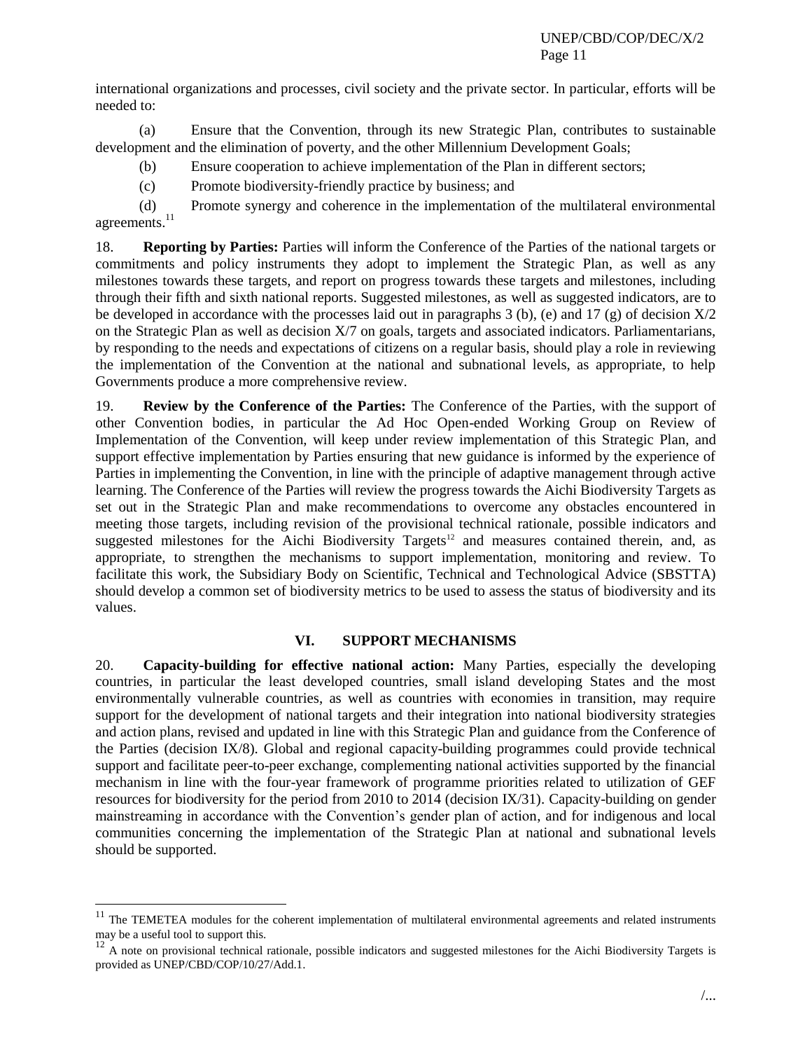international organizations and processes, civil society and the private sector. In particular, efforts will be needed to:

(a) Ensure that the Convention, through its new Strategic Plan, contributes to sustainable development and the elimination of poverty, and the other Millennium Development Goals;

(b) Ensure cooperation to achieve implementation of the Plan in different sectors;

(c) Promote biodiversity-friendly practice by business; and

(d) Promote synergy and coherence in the implementation of the multilateral environmental agreements.[11]

18. **Reporting by Parties:** Parties will inform the Conference of the Parties of the national targets or commitments and policy instruments they adopt to implement the Strategic Plan, as well as any milestones towards these targets, and report on progress towards these targets and milestones, including through their fifth and sixth national reports. Suggested milestones, as well as suggested indicators, are to be developed in accordance with the processes laid out in paragraphs 3 (b), (e) and 17 (g) of decision X/2 on the Strategic Plan as well as decision X/7 on goals, targets and associated indicators. Parliamentarians, by responding to the needs and expectations of citizens on a regular basis, should play a role in reviewing the implementation of the Convention at the national and subnational levels, as appropriate, to help Governments produce a more comprehensive review.

19. **Review by the Conference of the Parties:** The Conference of the Parties, with the support of other Convention bodies, in particular the Ad Hoc Open-ended Working Group on Review of Implementation of the Convention, will keep under review implementation of this Strategic Plan, and support effective implementation by Parties ensuring that new guidance is informed by the experience of Parties in implementing the Convention, in line with the principle of adaptive management through active learning. The Conference of the Parties will review the progress towards the Aichi Biodiversity Targets as set out in the Strategic Plan and make recommendations to overcome any obstacles encountered in meeting those targets, including revision of the provisional technical rationale, possible indicators and suggested milestones for the Aichi Biodiversity Targets[12] and measures contained therein, and, as appropriate, to strengthen the mechanisms to support implementation, monitoring and review. To facilitate this work, the Subsidiary Body on Scientific, Technical and Technological Advice (SBSTTA) should develop a common set of biodiversity metrics to be used to assess the status of biodiversity and its values.

## VI. SUPPORT MECHANISMS

20. **Capacity-building for effective national action:** Many Parties, especially the developing countries, in particular the least developed countries, small island developing States and the most environmentally vulnerable countries, as well as countries with economies in transition, may require support for the development of national targets and their integration into national biodiversity strategies and action plans, revised and updated in line with this Strategic Plan and guidance from the Conference of the Parties (decision IX/8). Global and regional capacity-building programmes could provide technical support and facilitate peer-to-peer exchange, complementing national activities supported by the financial mechanism in line with the four-year framework of programme priorities related to utilization of GEF resources for biodiversity for the period from 2010 to 2014 (decision IX/31). Capacity-building on gender mainstreaming in accordance with the Convention's gender plan of action, and for indigenous and local communities concerning the implementation of the Strategic Plan at national and subnational levels should be supported.

---

[11] The TEMETEA modules for the coherent implementation of multilateral environmental agreements and related instruments may be a useful tool to support this.

[12] A note on provisional technical rationale, possible indicators and suggested milestones for the Aichi Biodiversity Targets is provided as UNEP/CBD/COP/10/27/Add.1.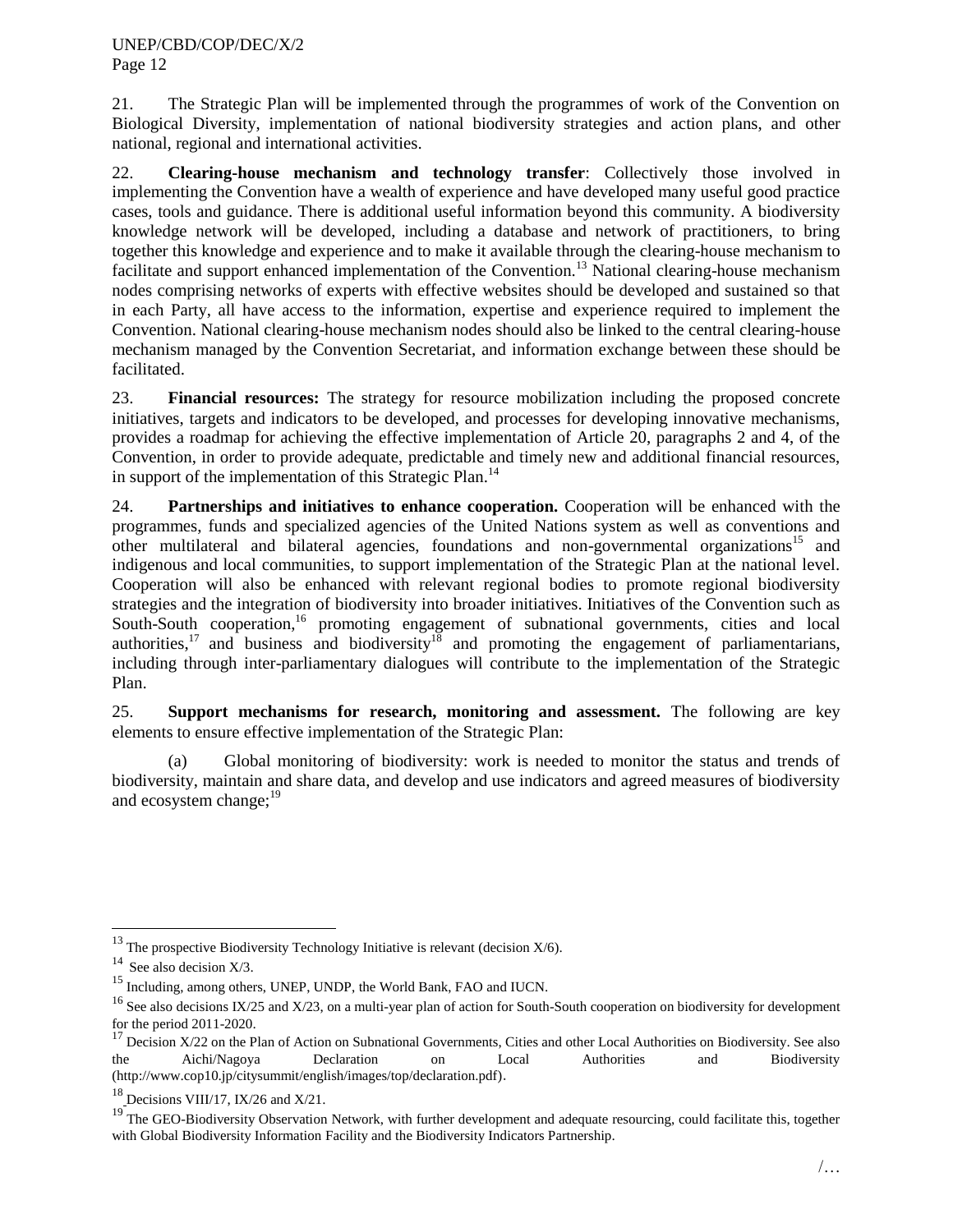21. The Strategic Plan will be implemented through the programmes of work of the Convention on Biological Diversity, implementation of national biodiversity strategies and action plans, and other national, regional and international activities.

22. **Clearing-house mechanism and technology transfer**: Collectively those involved in implementing the Convention have a wealth of experience and have developed many useful good practice cases, tools and guidance. There is additional useful information beyond this community. A biodiversity knowledge network will be developed, including a database and network of practitioners, to bring together this knowledge and experience and to make it available through the clearing-house mechanism to facilitate and support enhanced implementation of the Convention.[13] National clearing-house mechanism nodes comprising networks of experts with effective websites should be developed and sustained so that in each Party, all have access to the information, expertise and experience required to implement the Convention. National clearing-house mechanism nodes should also be linked to the central clearing-house mechanism managed by the Convention Secretariat, and information exchange between these should be facilitated.

23. **Financial resources:** The strategy for resource mobilization including the proposed concrete initiatives, targets and indicators to be developed, and processes for developing innovative mechanisms, provides a roadmap for achieving the effective implementation of Article 20, paragraphs 2 and 4, of the Convention, in order to provide adequate, predictable and timely new and additional financial resources, in support of the implementation of this Strategic Plan.[14]

24. **Partnerships and initiatives to enhance cooperation.** Cooperation will be enhanced with the programmes, funds and specialized agencies of the United Nations system as well as conventions and other multilateral and bilateral agencies, foundations and non-governmental organizations[15] and indigenous and local communities, to support implementation of the Strategic Plan at the national level. Cooperation will also be enhanced with relevant regional bodies to promote regional biodiversity strategies and the integration of biodiversity into broader initiatives. Initiatives of the Convention such as South-South cooperation,[16] promoting engagement of subnational governments, cities and local authorities,[17] and business and biodiversity[18] and promoting the engagement of parliamentarians, including through inter-parliamentary dialogues will contribute to the implementation of the Strategic Plan.

25. **Support mechanisms for research, monitoring and assessment.** The following are key elements to ensure effective implementation of the Strategic Plan:

(a) Global monitoring of biodiversity: work is needed to monitor the status and trends of biodiversity, maintain and share data, and develop and use indicators and agreed measures of biodiversity and ecosystem change;[19]

---

[13] The prospective Biodiversity Technology Initiative is relevant (decision X/6).

[14] See also decision X/3.

[15] Including, among others, UNEP, UNDP, the World Bank, FAO and IUCN.

[16] See also decisions IX/25 and X/23, on a multi-year plan of action for South-South cooperation on biodiversity for development for the period 2011-2020.

[17] Decision X/22 on the Plan of Action on Subnational Governments, Cities and other Local Authorities on Biodiversity. See also the Aichi/Nagoya Declaration on Local Authorities and Biodiversity (http://www.cop10.jp/citysummit/english/images/top/declaration.pdf).

[18] Decisions VIII/17, IX/26 and X/21.

[19] The GEO-Biodiversity Observation Network, with further development and adequate resourcing, could facilitate this, together with Global Biodiversity Information Facility and the Biodiversity Indicators Partnership.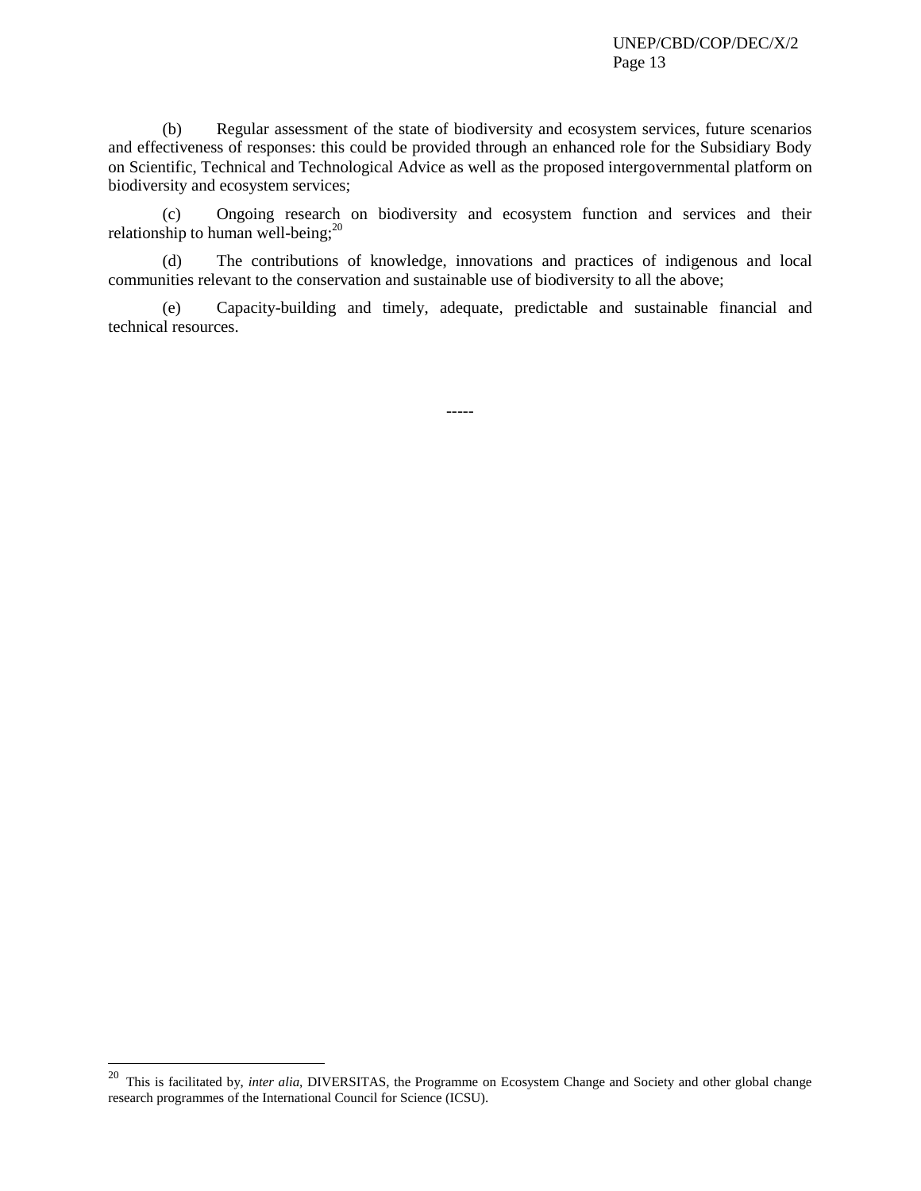(b) Regular assessment of the state of biodiversity and ecosystem services, future scenarios and effectiveness of responses: this could be provided through an enhanced role for the Subsidiary Body on Scientific, Technical and Technological Advice as well as the proposed intergovernmental platform on biodiversity and ecosystem services;

(c) Ongoing research on biodiversity and ecosystem function and services and their relationship to human well-being;[20]

(d) The contributions of knowledge, innovations and practices of indigenous and local communities relevant to the conservation and sustainable use of biodiversity to all the above;

(e) Capacity-building and timely, adequate, predictable and sustainable financial and technical resources.

-----

[20] This is facilitated by, *inter alia*, DIVERSITAS, the Programme on Ecosystem Change and Society and other global change research programmes of the International Council for Science (ICSU).